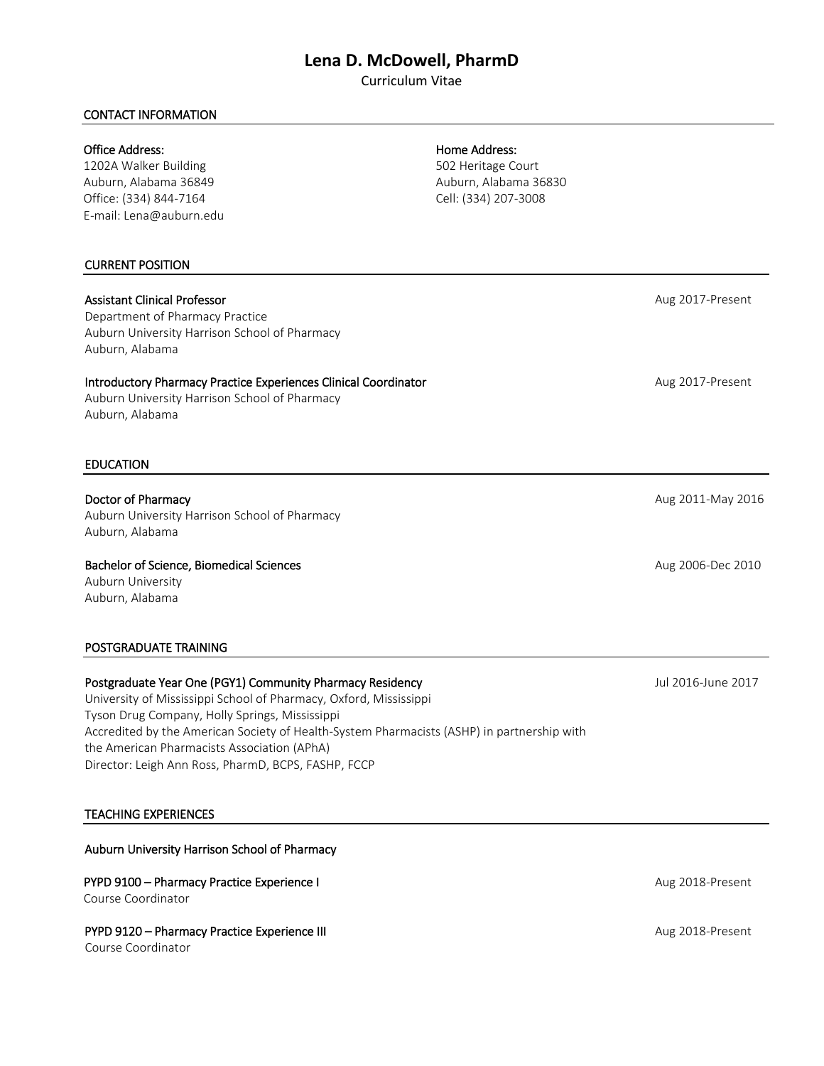# Lena D. McDowell, PharmD

Curriculum Vitae

## CONTACT INFORMATION

**Office Address:**
1202A Walker Building
Auburn, Alabama 36849
Office: (334) 844-7164
E-mail: Lena@auburn.edu

**Home Address:**
502 Heritage Court
Auburn, Alabama 36830
Cell: (334) 207-3008

## CURRENT POSITION

**Assistant Clinical Professor** — Aug 2017-Present
Department of Pharmacy Practice
Auburn University Harrison School of Pharmacy
Auburn, Alabama

**Introductory Pharmacy Practice Experiences Clinical Coordinator** — Aug 2017-Present
Auburn University Harrison School of Pharmacy
Auburn, Alabama

## EDUCATION

**Doctor of Pharmacy** — Aug 2011-May 2016
Auburn University Harrison School of Pharmacy
Auburn, Alabama

**Bachelor of Science, Biomedical Sciences** — Aug 2006-Dec 2010
Auburn University
Auburn, Alabama

## POSTGRADUATE TRAINING

**Postgraduate Year One (PGY1) Community Pharmacy Residency** — Jul 2016-June 2017
University of Mississippi School of Pharmacy, Oxford, Mississippi
Tyson Drug Company, Holly Springs, Mississippi
Accredited by the American Society of Health-System Pharmacists (ASHP) in partnership with the American Pharmacists Association (APhA)
Director: Leigh Ann Ross, PharmD, BCPS, FASHP, FCCP

## TEACHING EXPERIENCES

**Auburn University Harrison School of Pharmacy**

**PYPD 9100 – Pharmacy Practice Experience I** — Aug 2018-Present
Course Coordinator

**PYPD 9120 – Pharmacy Practice Experience III** — Aug 2018-Present
Course Coordinator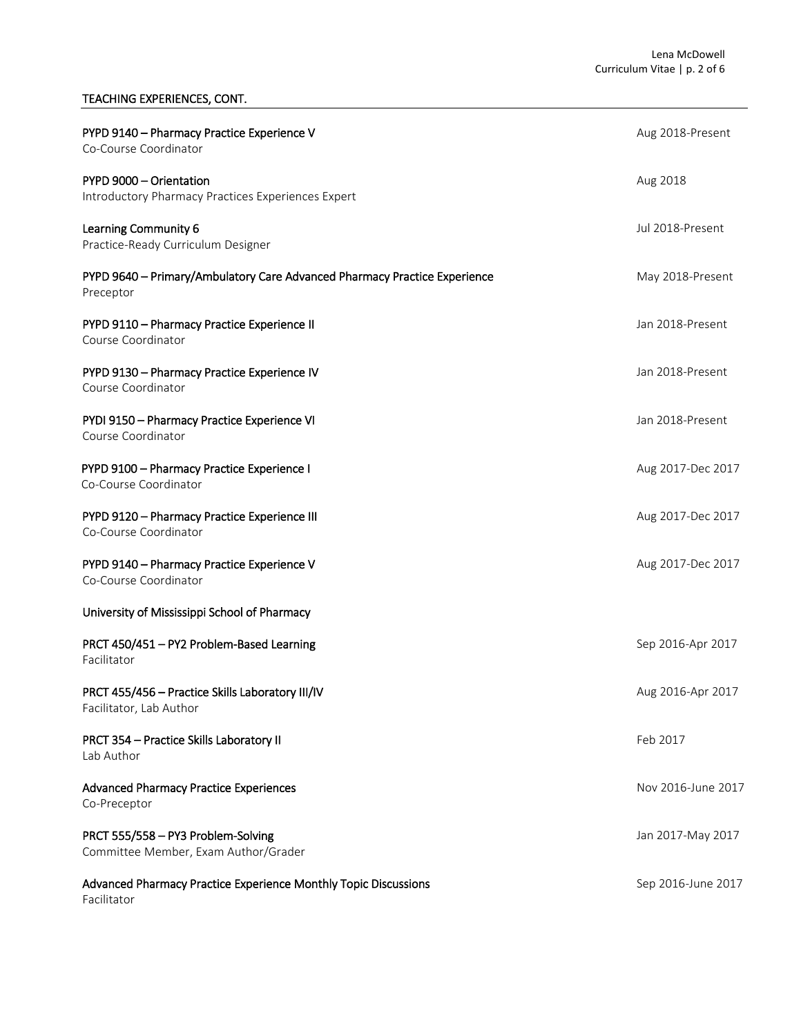## TEACHING EXPERIENCES, CONT.

**PYPD 9140 – Pharmacy Practice Experience V** — Aug 2018-Present
Co-Course Coordinator

**PYPD 9000 – Orientation** — Aug 2018
Introductory Pharmacy Practices Experiences Expert

**Learning Community 6** — Jul 2018-Present
Practice-Ready Curriculum Designer

**PYPD 9640 – Primary/Ambulatory Care Advanced Pharmacy Practice Experience** — May 2018-Present
Preceptor

**PYPD 9110 – Pharmacy Practice Experience II** — Jan 2018-Present
Course Coordinator

**PYPD 9130 – Pharmacy Practice Experience IV** — Jan 2018-Present
Course Coordinator

**PYDI 9150 – Pharmacy Practice Experience VI** — Jan 2018-Present
Course Coordinator

**PYPD 9100 – Pharmacy Practice Experience I** — Aug 2017-Dec 2017
Co-Course Coordinator

**PYPD 9120 – Pharmacy Practice Experience III** — Aug 2017-Dec 2017
Co-Course Coordinator

**PYPD 9140 – Pharmacy Practice Experience V** — Aug 2017-Dec 2017
Co-Course Coordinator

### University of Mississippi School of Pharmacy

**PRCT 450/451 – PY2 Problem-Based Learning** — Sep 2016-Apr 2017
Facilitator

**PRCT 455/456 – Practice Skills Laboratory III/IV** — Aug 2016-Apr 2017
Facilitator, Lab Author

**PRCT 354 – Practice Skills Laboratory II** — Feb 2017
Lab Author

**Advanced Pharmacy Practice Experiences** — Nov 2016-June 2017
Co-Preceptor

**PRCT 555/558 – PY3 Problem-Solving** — Jan 2017-May 2017
Committee Member, Exam Author/Grader

**Advanced Pharmacy Practice Experience Monthly Topic Discussions** — Sep 2016-June 2017
Facilitator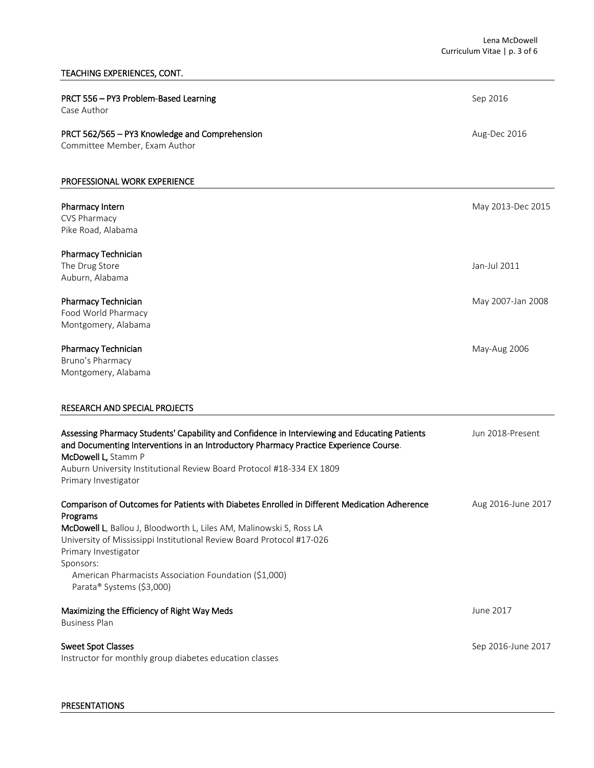## TEACHING EXPERIENCES, CONT.

**PRCT 556 – PY3 Problem-Based Learning** — Sep 2016
Case Author

**PRCT 562/565 – PY3 Knowledge and Comprehension** — Aug-Dec 2016
Committee Member, Exam Author

## PROFESSIONAL WORK EXPERIENCE

**Pharmacy Intern** — May 2013-Dec 2015
CVS Pharmacy
Pike Road, Alabama

**Pharmacy Technician** — Jan-Jul 2011
The Drug Store
Auburn, Alabama

**Pharmacy Technician** — May 2007-Jan 2008
Food World Pharmacy
Montgomery, Alabama

**Pharmacy Technician** — May-Aug 2006
Bruno's Pharmacy
Montgomery, Alabama

## RESEARCH AND SPECIAL PROJECTS

**Assessing Pharmacy Students' Capability and Confidence in Interviewing and Educating Patients and Documenting Interventions in an Introductory Pharmacy Practice Experience Course.** — Jun 2018-Present
**McDowell L,** Stamm P
Auburn University Institutional Review Board Protocol #18-334 EX 1809
Primary Investigator

**Comparison of Outcomes for Patients with Diabetes Enrolled in Different Medication Adherence Programs** — Aug 2016-June 2017
**McDowell L**, Ballou J, Bloodworth L, Liles AM, Malinowski S, Ross LA
University of Mississippi Institutional Review Board Protocol #17-026
Primary Investigator
Sponsors:
- American Pharmacists Association Foundation ($1,000)
- Parata® Systems ($3,000)

**Maximizing the Efficiency of Right Way Meds** — June 2017
Business Plan

**Sweet Spot Classes** — Sep 2016-June 2017
Instructor for monthly group diabetes education classes

## PRESENTATIONS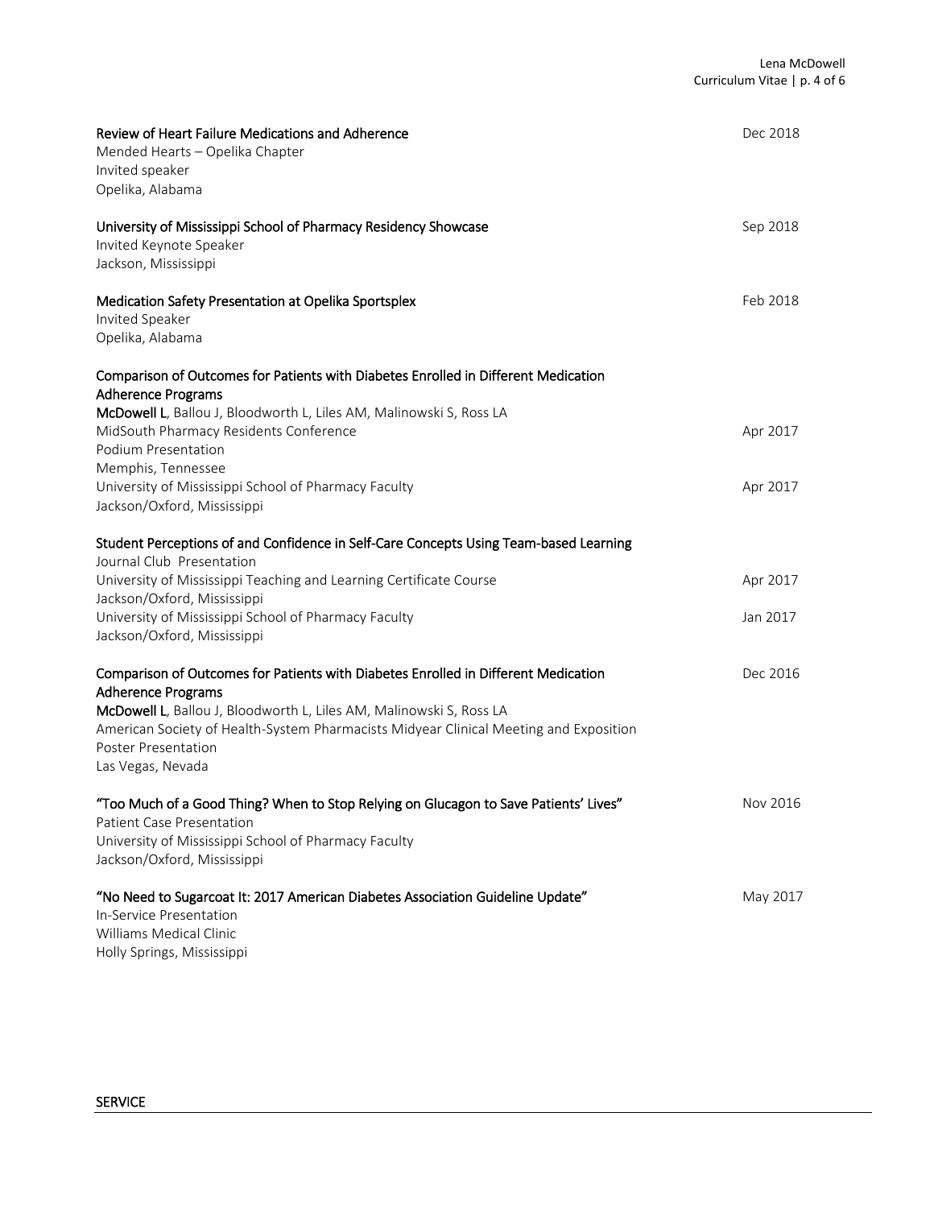**Review of Heart Failure Medications and Adherence** — Dec 2018
Mended Hearts – Opelika Chapter
Invited speaker
Opelika, Alabama

**University of Mississippi School of Pharmacy Residency Showcase** — Sep 2018
Invited Keynote Speaker
Jackson, Mississippi

**Medication Safety Presentation at Opelika Sportsplex** — Feb 2018
Invited Speaker
Opelika, Alabama

**Comparison of Outcomes for Patients with Diabetes Enrolled in Different Medication Adherence Programs**
**McDowell L**, Ballou J, Bloodworth L, Liles AM, Malinowski S, Ross LA
MidSouth Pharmacy Residents Conference — Apr 2017
Podium Presentation
Memphis, Tennessee
University of Mississippi School of Pharmacy Faculty — Apr 2017
Jackson/Oxford, Mississippi

**Student Perceptions of and Confidence in Self-Care Concepts Using Team-based Learning**
Journal Club Presentation
University of Mississippi Teaching and Learning Certificate Course — Apr 2017
Jackson/Oxford, Mississippi
University of Mississippi School of Pharmacy Faculty — Jan 2017
Jackson/Oxford, Mississippi

**Comparison of Outcomes for Patients with Diabetes Enrolled in Different Medication Adherence Programs** — Dec 2016
**McDowell L**, Ballou J, Bloodworth L, Liles AM, Malinowski S, Ross LA
American Society of Health-System Pharmacists Midyear Clinical Meeting and Exposition
Poster Presentation
Las Vegas, Nevada

**"Too Much of a Good Thing? When to Stop Relying on Glucagon to Save Patients' Lives"** — Nov 2016
Patient Case Presentation
University of Mississippi School of Pharmacy Faculty
Jackson/Oxford, Mississippi

**"No Need to Sugarcoat It: 2017 American Diabetes Association Guideline Update"** — May 2017
In-Service Presentation
Williams Medical Clinic
Holly Springs, Mississippi

## SERVICE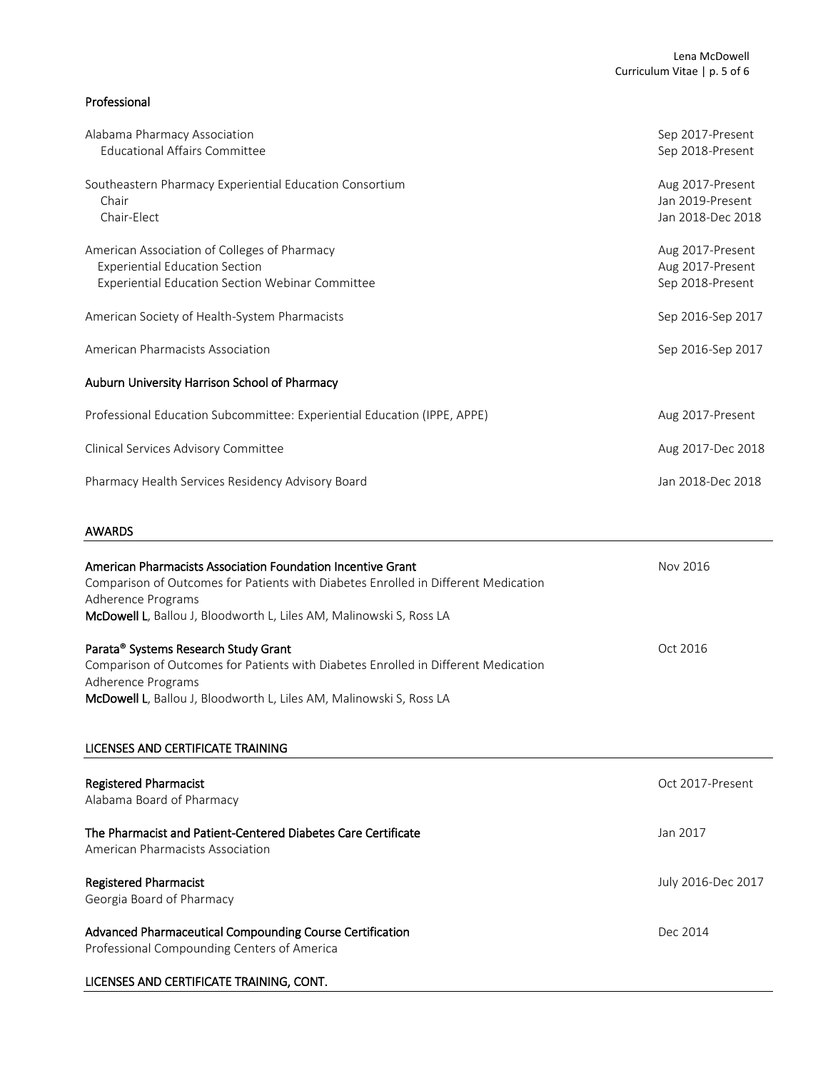### Professional

Alabama Pharmacy Association — Sep 2017-Present
- Educational Affairs Committee — Sep 2018-Present

Southeastern Pharmacy Experiential Education Consortium — Aug 2017-Present
- Chair — Jan 2019-Present
- Chair-Elect — Jan 2018-Dec 2018

American Association of Colleges of Pharmacy — Aug 2017-Present
- Experiential Education Section — Aug 2017-Present
- Experiential Education Section Webinar Committee — Sep 2018-Present

American Society of Health-System Pharmacists — Sep 2016-Sep 2017

American Pharmacists Association — Sep 2016-Sep 2017

### Auburn University Harrison School of Pharmacy

Professional Education Subcommittee: Experiential Education (IPPE, APPE) — Aug 2017-Present

Clinical Services Advisory Committee — Aug 2017-Dec 2018

Pharmacy Health Services Residency Advisory Board — Jan 2018-Dec 2018

## AWARDS

**American Pharmacists Association Foundation Incentive Grant** — Nov 2016
Comparison of Outcomes for Patients with Diabetes Enrolled in Different Medication Adherence Programs
**McDowell L**, Ballou J, Bloodworth L, Liles AM, Malinowski S, Ross LA

**Parata® Systems Research Study Grant** — Oct 2016
Comparison of Outcomes for Patients with Diabetes Enrolled in Different Medication Adherence Programs
**McDowell L**, Ballou J, Bloodworth L, Liles AM, Malinowski S, Ross LA

## LICENSES AND CERTIFICATE TRAINING

**Registered Pharmacist** — Oct 2017-Present
Alabama Board of Pharmacy

**The Pharmacist and Patient-Centered Diabetes Care Certificate** — Jan 2017
American Pharmacists Association

**Registered Pharmacist** — July 2016-Dec 2017
Georgia Board of Pharmacy

**Advanced Pharmaceutical Compounding Course Certification** — Dec 2014
Professional Compounding Centers of America

## LICENSES AND CERTIFICATE TRAINING, CONT.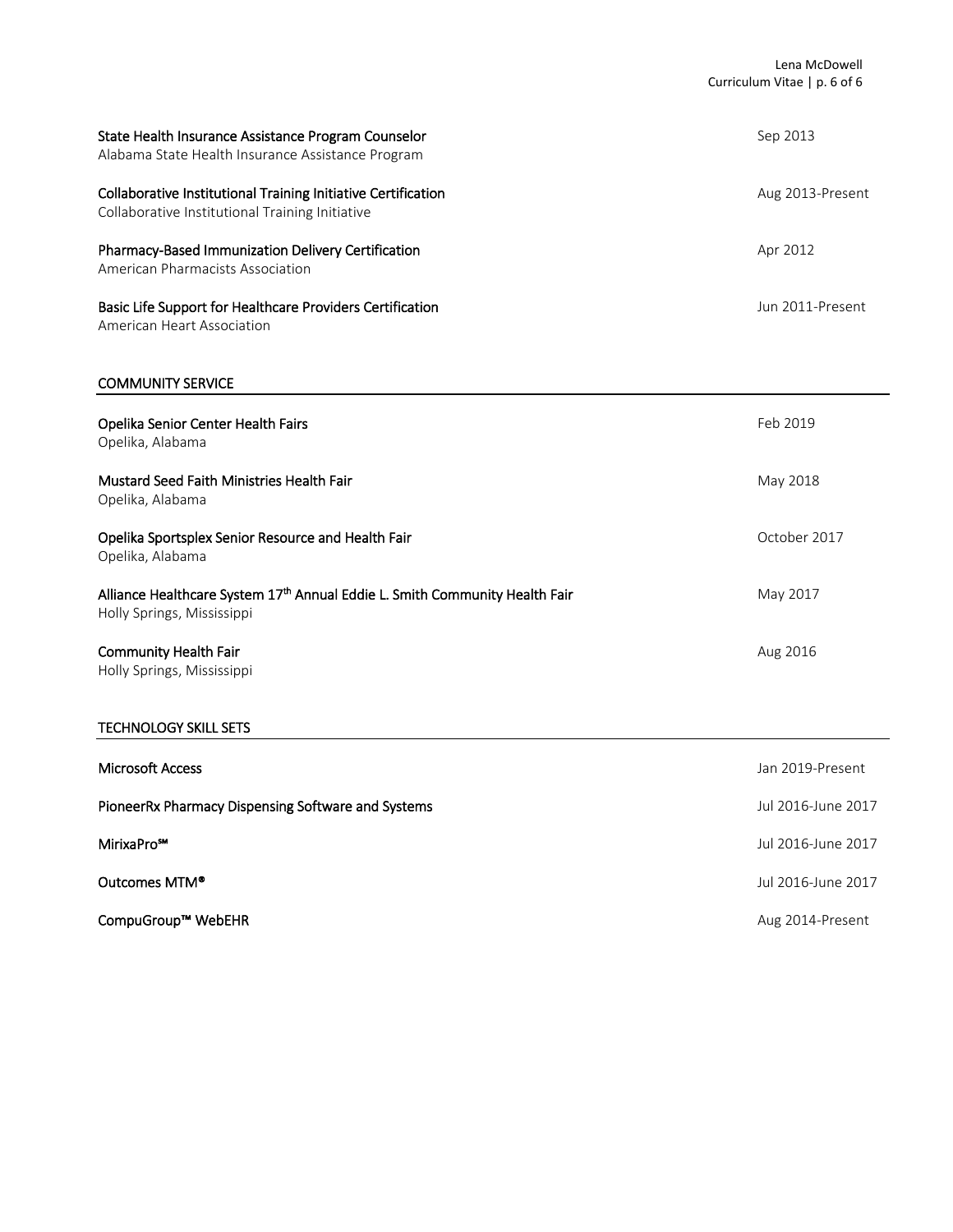**State Health Insurance Assistance Program Counselor** — Sep 2013
Alabama State Health Insurance Assistance Program

**Collaborative Institutional Training Initiative Certification** — Aug 2013-Present
Collaborative Institutional Training Initiative

**Pharmacy-Based Immunization Delivery Certification** — Apr 2012
American Pharmacists Association

**Basic Life Support for Healthcare Providers Certification** — Jun 2011-Present
American Heart Association

## COMMUNITY SERVICE

**Opelika Senior Center Health Fairs** — Feb 2019
Opelika, Alabama

**Mustard Seed Faith Ministries Health Fair** — May 2018
Opelika, Alabama

**Opelika Sportsplex Senior Resource and Health Fair** — October 2017
Opelika, Alabama

**Alliance Healthcare System 17th Annual Eddie L. Smith Community Health Fair** — May 2017
Holly Springs, Mississippi

**Community Health Fair** — Aug 2016
Holly Springs, Mississippi

## TECHNOLOGY SKILL SETS

**Microsoft Access** — Jan 2019-Present

**PioneerRx Pharmacy Dispensing Software and Systems** — Jul 2016-June 2017

**MirixaPro℠** — Jul 2016-June 2017

**Outcomes MTM®** — Jul 2016-June 2017

**CompuGroup™ WebEHR** — Aug 2014-Present